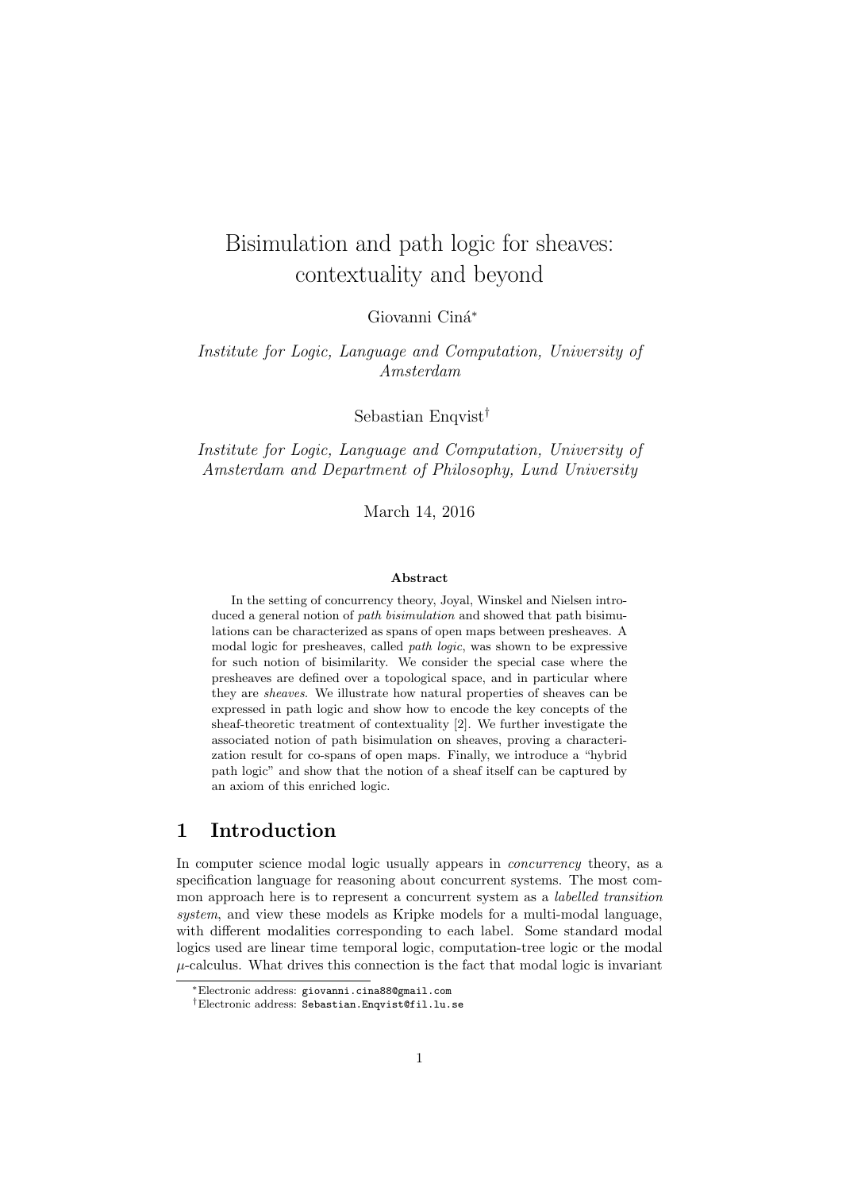# Bisimulation and path logic for sheaves: contextuality and beyond

Giovanni Ciná*

*Institute for Logic, Language and Computation, University of Amsterdam*

Sebastian Enqvist†

*Institute for Logic, Language and Computation, University of Amsterdam and Department of Philosophy, Lund University*

March 14, 2016

### Abstract

In the setting of concurrency theory, Joyal, Winskel and Nielsen introduced a general notion of *path bisimulation* and showed that path bisimulations can be characterized as spans of open maps between presheaves. A modal logic for presheaves, called *path logic*, was shown to be expressive for such notion of bisimilarity. We consider the special case where the presheaves are defined over a topological space, and in particular where they are *sheaves*. We illustrate how natural properties of sheaves can be expressed in path logic and show how to encode the key concepts of the sheaf-theoretic treatment of contextuality [2]. We further investigate the associated notion of path bisimulation on sheaves, proving a characterization result for co-spans of open maps. Finally, we introduce a "hybrid path logic" and show that the notion of a sheaf itself can be captured by an axiom of this enriched logic.

## 1 Introduction

In computer science modal logic usually appears in *concurrency* theory, as a specification language for reasoning about concurrent systems. The most common approach here is to represent a concurrent system as a *labelled transition system*, and view these models as Kripke models for a multi-modal language, with different modalities corresponding to each label. Some standard modal logics used are linear time temporal logic, computation-tree logic or the modal $\mu$-calculus. What drives this connection is the fact that modal logic is invariant

*Electronic address: giovanni.cina88@gmail.com

†Electronic address: Sebastian.Enqvist@fil.lu.se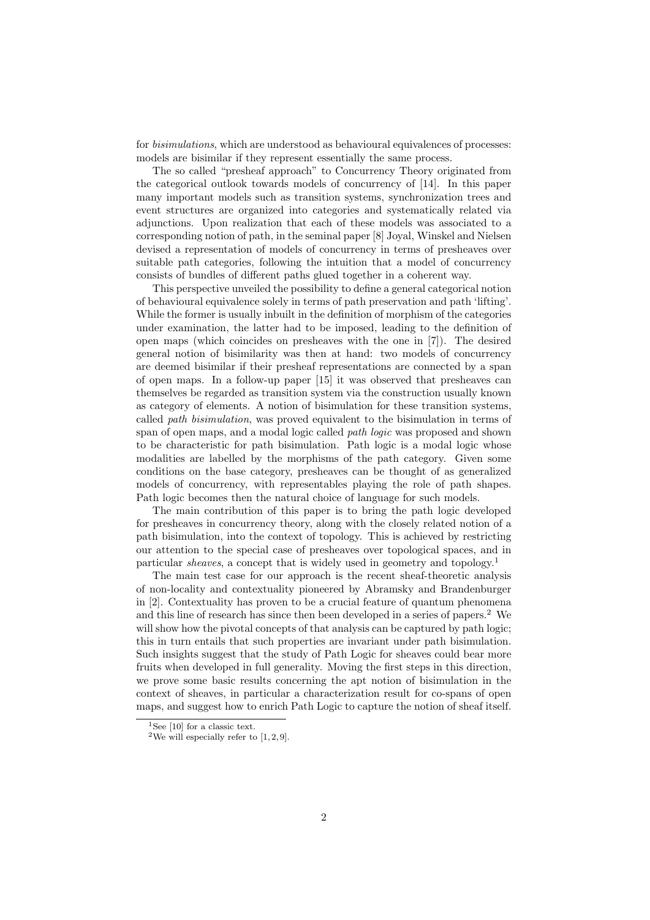for *bisimulations*, which are understood as behavioural equivalences of processes: models are bisimilar if they represent essentially the same process.

The so called "presheaf approach" to Concurrency Theory originated from the categorical outlook towards models of concurrency of [14]. In this paper many important models such as transition systems, synchronization trees and event structures are organized into categories and systematically related via adjunctions. Upon realization that each of these models was associated to a corresponding notion of path, in the seminal paper [8] Joyal, Winskel and Nielsen devised a representation of models of concurrency in terms of presheaves over suitable path categories, following the intuition that a model of concurrency consists of bundles of different paths glued together in a coherent way.

This perspective unveiled the possibility to define a general categorical notion of behavioural equivalence solely in terms of path preservation and path 'lifting'. While the former is usually inbuilt in the definition of morphism of the categories under examination, the latter had to be imposed, leading to the definition of open maps (which coincides on presheaves with the one in [7]). The desired general notion of bisimilarity was then at hand: two models of concurrency are deemed bisimilar if their presheaf representations are connected by a span of open maps. In a follow-up paper [15] it was observed that presheaves can themselves be regarded as transition system via the construction usually known as category of elements. A notion of bisimulation for these transition systems, called *path bisimulation*, was proved equivalent to the bisimulation in terms of span of open maps, and a modal logic called *path logic* was proposed and shown to be characteristic for path bisimulation. Path logic is a modal logic whose modalities are labelled by the morphisms of the path category. Given some conditions on the base category, presheaves can be thought of as generalized models of concurrency, with representables playing the role of path shapes. Path logic becomes then the natural choice of language for such models.

The main contribution of this paper is to bring the path logic developed for presheaves in concurrency theory, along with the closely related notion of a path bisimulation, into the context of topology. This is achieved by restricting our attention to the special case of presheaves over topological spaces, and in particular *sheaves*, a concept that is widely used in geometry and topology.[1]

The main test case for our approach is the recent sheaf-theoretic analysis of non-locality and contextuality pioneered by Abramsky and Brandenburger in [2]. Contextuality has proven to be a crucial feature of quantum phenomena and this line of research has since then been developed in a series of papers.[2] We will show how the pivotal concepts of that analysis can be captured by path logic; this in turn entails that such properties are invariant under path bisimulation. Such insights suggest that the study of Path Logic for sheaves could bear more fruits when developed in full generality. Moving the first steps in this direction, we prove some basic results concerning the apt notion of bisimulation in the context of sheaves, in particular a characterization result for co-spans of open maps, and suggest how to enrich Path Logic to capture the notion of sheaf itself.

[1] See [10] for a classic text.

[2] We will especially refer to [1, 2, 9].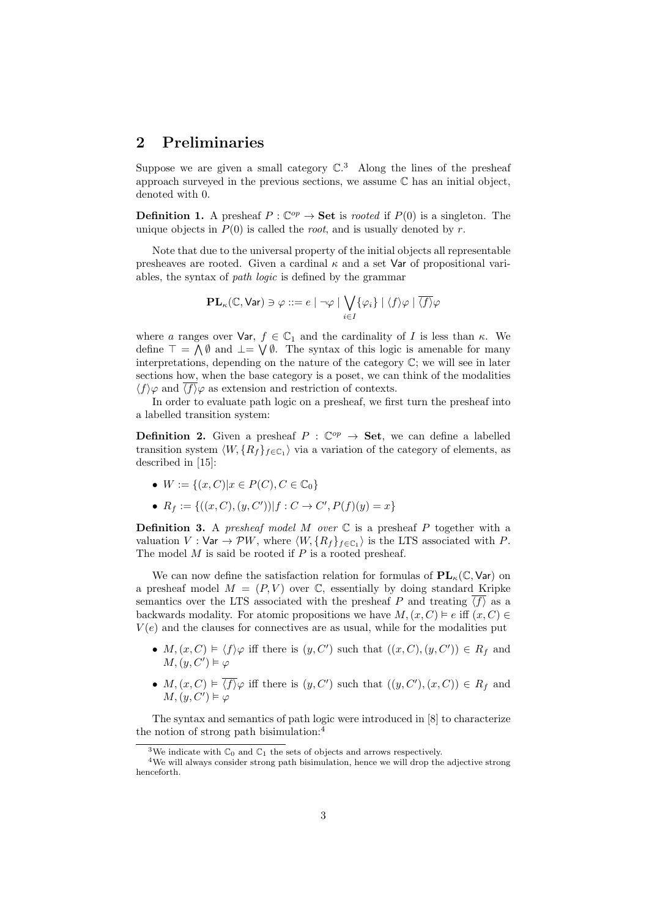## 2 Preliminaries

Suppose we are given a small category $\mathbb{C}$.[3] Along the lines of the presheaf approach surveyed in the previous sections, we assume $\mathbb{C}$ has an initial object, denoted with 0.

**Definition 1.** A presheaf $P : \mathbb{C}^{op} \to \mathbf{Set}$ is *rooted* if $P(0)$ is a singleton. The unique objects in $P(0)$ is called the *root*, and is usually denoted by $r$.

Note that due to the universal property of the initial objects all representable presheaves are rooted. Given a cardinal $\kappa$ and a set $\mathsf{Var}$ of propositional variables, the syntax of *path logic* is defined by the grammar

$$\mathbf{PL}_\kappa(\mathbb{C}, \mathsf{Var}) \ni \varphi ::= e \mid \neg\varphi \mid \bigvee_{i \in I}\{\varphi_i\} \mid \langle f \rangle \varphi \mid \overline{\langle f \rangle}\varphi$$

where $a$ ranges over $\mathsf{Var}$, $f \in \mathbb{C}_1$ and the cardinality of $I$ is less than $\kappa$. We define $\top = \bigwedge \emptyset$ and $\bot = \bigvee \emptyset$. The syntax of this logic is amenable for many interpretations, depending on the nature of the category $\mathbb{C}$; we will see in later sections how, when the base category is a poset, we can think of the modalities $\langle f \rangle \varphi$ and $\overline{\langle f \rangle}\varphi$ as extension and restriction of contexts.

In order to evaluate path logic on a presheaf, we first turn the presheaf into a labelled transition system:

**Definition 2.** Given a presheaf $P : \mathbb{C}^{op} \to \mathbf{Set}$, we can define a labelled transition system $\langle W, \{R_f\}_{f \in \mathbb{C}_1}\rangle$ via a variation of the category of elements, as described in [15]:

- $W := \{(x, C) | x \in P(C), C \in \mathbb{C}_0\}$
- $R_f := \{((x, C), (y, C')) | f : C \to C', P(f)(y) = x\}$

**Definition 3.** A *presheaf model $M$ over* $\mathbb{C}$ is a presheaf $P$ together with a valuation $V : \mathsf{Var} \to \mathcal{P}W$, where $\langle W, \{R_f\}_{f \in \mathbb{C}_1}\rangle$ is the LTS associated with $P$. The model $M$ is said be rooted if $P$ is a rooted presheaf.

We can now define the satisfaction relation for formulas of $\mathbf{PL}_\kappa(\mathbb{C}, \mathsf{Var})$ on a presheaf model $M = (P, V)$ over $\mathbb{C}$, essentially by doing standard Kripke semantics over the LTS associated with the presheaf $P$ and treating $\overline{\langle f \rangle}$ as a backwards modality. For atomic propositions we have $M, (x, C) \vDash e$ iff $(x, C) \in V(e)$ and the clauses for connectives are as usual, while for the modalities put

- $M, (x, C) \vDash \langle f \rangle \varphi$ iff there is $(y, C')$ such that $((x, C), (y, C')) \in R_f$ and $M, (y, C') \vDash \varphi$
- $M, (x, C) \vDash \overline{\langle f \rangle}\varphi$ iff there is $(y, C')$ such that $((y, C'), (x, C)) \in R_f$ and $M, (y, C') \vDash \varphi$

The syntax and semantics of path logic were introduced in [8] to characterize the notion of strong path bisimulation:[4]

[3] We indicate with $\mathbb{C}_0$ and $\mathbb{C}_1$ the sets of objects and arrows respectively.

[4] We will always consider strong path bisimulation, hence we will drop the adjective strong henceforth.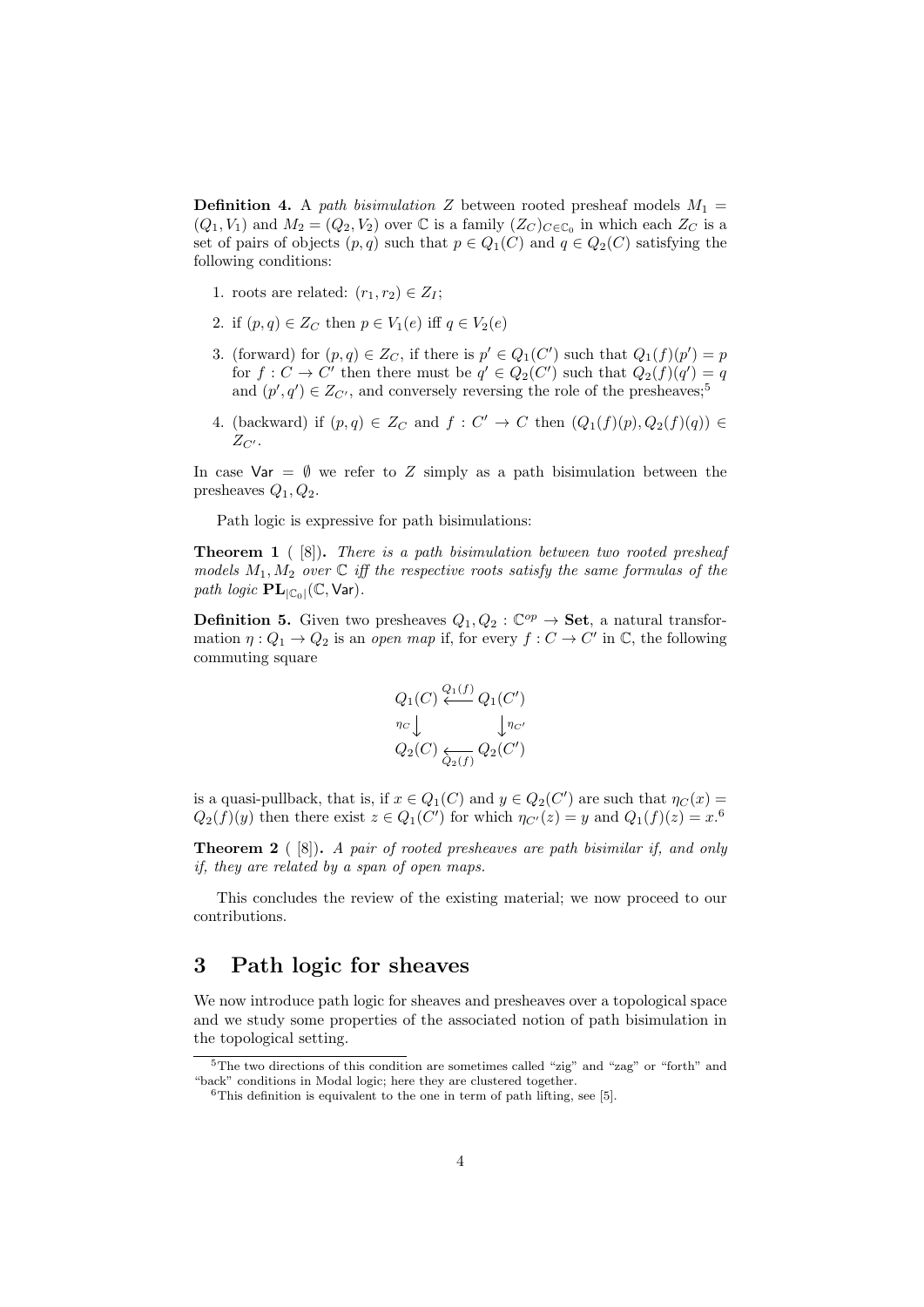**Definition 4.** A *path bisimulation* $Z$ between rooted presheaf models $M_1 = (Q_1, V_1)$ and $M_2 = (Q_2, V_2)$ over $\mathbb{C}$ is a family $(Z_C)_{C \in \mathbb{C}_0}$ in which each $Z_C$ is a set of pairs of objects $(p, q)$ such that $p \in Q_1(C)$ and $q \in Q_2(C)$ satisfying the following conditions:

1. roots are related: $(r_1, r_2) \in Z_I$;
2. if $(p, q) \in Z_C$ then $p \in V_1(e)$ iff $q \in V_2(e)$
3. (forward) for $(p, q) \in Z_C$, if there is $p' \in Q_1(C')$ such that $Q_1(f)(p') = p$ for $f : C \to C'$ then there must be $q' \in Q_2(C')$ such that $Q_2(f)(q') = q$ and $(p', q') \in Z_{C'}$, and conversely reversing the role of the presheaves;[5]
4. (backward) if $(p, q) \in Z_C$ and $f : C' \to C$ then $(Q_1(f)(p), Q_2(f)(q)) \in Z_{C'}$.

In case $\mathsf{Var} = \emptyset$ we refer to $Z$ simply as a path bisimulation between the presheaves $Q_1, Q_2$.

Path logic is expressive for path bisimulations:

**Theorem 1** ( [8]). *There is a path bisimulation between two rooted presheaf models $M_1, M_2$ over $\mathbb{C}$ iff the respective roots satisfy the same formulas of the path logic $\mathbf{PL}_{|\mathbb{C}_0|}(\mathbb{C}, \mathsf{Var})$.*

**Definition 5.** Given two presheaves $Q_1, Q_2 : \mathbb{C}^{op} \to \mathbf{Set}$, a natural transformation $\eta : Q_1 \to Q_2$ is an *open map* if, for every $f : C \to C'$ in $\mathbb{C}$, the following commuting square

$$\begin{array}{ccc} Q_1(C) & \xleftarrow{Q_1(f)} & Q_1(C') \\ \eta_C \downarrow & & \downarrow \eta_{C'} \\ Q_2(C) & \xleftarrow[Q_2(f)]{} & Q_2(C') \end{array}$$

is a quasi-pullback, that is, if $x \in Q_1(C)$ and $y \in Q_2(C')$ are such that $\eta_C(x) = Q_2(f)(y)$ then there exist $z \in Q_1(C')$ for which $\eta_{C'}(z) = y$ and $Q_1(f)(z) = x$.[6]

**Theorem 2** ( [8]). *A pair of rooted presheaves are path bisimilar if, and only if, they are related by a span of open maps.*

This concludes the review of the existing material; we now proceed to our contributions.

## 3 Path logic for sheaves

We now introduce path logic for sheaves and presheaves over a topological space and we study some properties of the associated notion of path bisimulation in the topological setting.

---

[5] The two directions of this condition are sometimes called "zig" and "zag" or "forth" and "back" conditions in Modal logic; here they are clustered together.

[6] This definition is equivalent to the one in term of path lifting, see [5].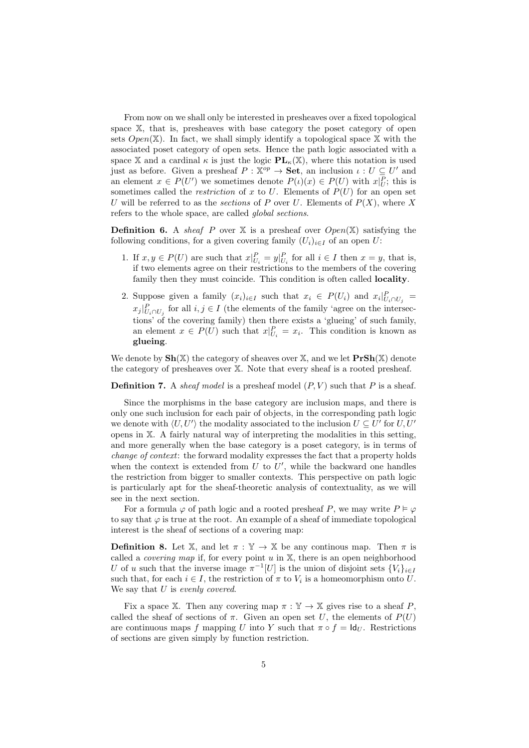From now on we shall only be interested in presheaves over a fixed topological space $\mathbb{X}$, that is, presheaves with base category the poset category of open sets $Open(\mathbb{X})$. In fact, we shall simply identify a topological space $\mathbb{X}$ with the associated poset category of open sets. Hence the path logic associated with a space $\mathbb{X}$ and a cardinal $\kappa$ is just the logic $\mathbf{PL}_\kappa(\mathbb{X})$, where this notation is used just as before. Given a presheaf $P : \mathbb{X}^{op} \to \mathbf{Set}$, an inclusion $\iota : U \subseteq U'$ and an element $x \in P(U')$ we sometimes denote $P(\iota)(x) \in P(U)$ with $x|_U^P$; this is sometimes called the *restriction* of $x$ to $U$. Elements of $P(U)$ for an open set $U$ will be referred to as the *sections* of $P$ over $U$. Elements of $P(X)$, where $X$ refers to the whole space, are called *global sections*.

**Definition 6.** A *sheaf* $P$ over $\mathbb{X}$ is a presheaf over $Open(\mathbb{X})$ satisfying the following conditions, for a given covering family $(U_i)_{i\in I}$ of an open $U$:

1. If $x, y \in P(U)$ are such that $x|_{U_i}^P = y|_{U_i}^P$ for all $i \in I$ then $x = y$, that is, if two elements agree on their restrictions to the members of the covering family then they must coincide. This condition is often called **locality**.

2. Suppose given a family $(x_i)_{i\in I}$ such that $x_i \in P(U_i)$ and $x_i|_{U_i\cap U_j}^P = x_j|_{U_i\cap U_j}^P$ for all $i, j \in I$ (the elements of the family 'agree on the intersections' of the covering family) then there exists a 'glueing' of such family, an element $x \in P(U)$ such that $x|_{U_i}^P = x_i$. This condition is known as **glueing**.

We denote by $\mathbf{Sh}(\mathbb{X})$ the category of sheaves over $\mathbb{X}$, and we let $\mathbf{PrSh}(\mathbb{X})$ denote the category of presheaves over $\mathbb{X}$. Note that every sheaf is a rooted presheaf.

**Definition 7.** A *sheaf model* is a presheaf model $(P, V)$ such that $P$ is a sheaf.

Since the morphisms in the base category are inclusion maps, and there is only one such inclusion for each pair of objects, in the corresponding path logic we denote with $\langle U, U' \rangle$ the modality associated to the inclusion $U \subseteq U'$ for $U, U'$ opens in $\mathbb{X}$. A fairly natural way of interpreting the modalities in this setting, and more generally when the base category is a poset category, is in terms of *change of context*: the forward modality expresses the fact that a property holds when the context is extended from $U$ to $U'$, while the backward one handles the restriction from bigger to smaller contexts. This perspective on path logic is particularly apt for the sheaf-theoretic analysis of contextuality, as we will see in the next section.

For a formula $\varphi$ of path logic and a rooted presheaf $P$, we may write $P \vDash \varphi$ to say that $\varphi$ is true at the root. An example of a sheaf of immediate topological interest is the sheaf of sections of a covering map:

**Definition 8.** Let $\mathbb{X}$, and let $\pi : \mathbb{Y} \to \mathbb{X}$ be any continous map. Then $\pi$ is called a *covering map* if, for every point $u$ in $\mathbb{X}$, there is an open neighborhood $U$ of $u$ such that the inverse image $\pi^{-1}[U]$ is the union of disjoint sets $\{V_i\}_{i\in I}$ such that, for each $i \in I$, the restriction of $\pi$ to $V_i$ is a homeomorphism onto $U$. We say that $U$ is *evenly covered*.

Fix a space $\mathbb{X}$. Then any covering map $\pi : \mathbb{Y} \to \mathbb{X}$ gives rise to a sheaf $P$, called the sheaf of sections of $\pi$. Given an open set $U$, the elements of $P(U)$ are continuous maps $f$ mapping $U$ into $Y$ such that $\pi \circ f = \mathsf{Id}_U$. Restrictions of sections are given simply by function restriction.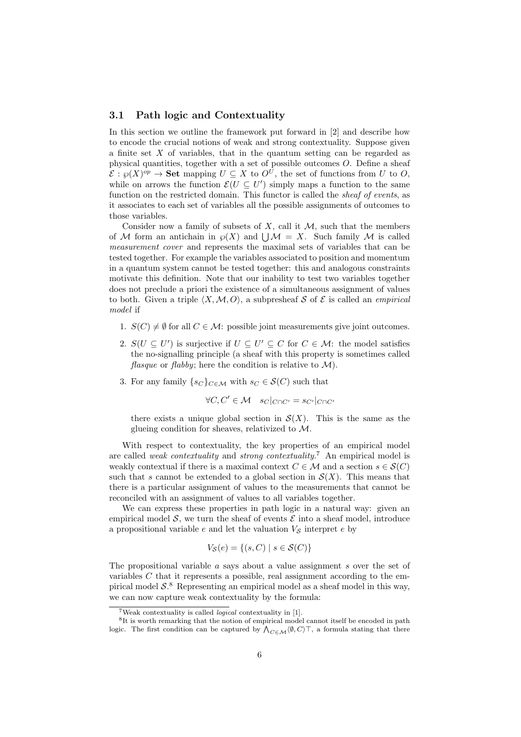### 3.1 Path logic and Contextuality

In this section we outline the framework put forward in [2] and describe how to encode the crucial notions of weak and strong contextuality. Suppose given a finite set $X$ of variables, that in the quantum setting can be regarded as physical quantities, together with a set of possible outcomes $O$. Define a sheaf $\mathcal{E} : \wp(X)^{op} \to \mathbf{Set}$ mapping $U \subseteq X$ to $O^U$, the set of functions from $U$ to $O$, while on arrows the function $\mathcal{E}(U \subseteq U')$ simply maps a function to the same function on the restricted domain. This functor is called the *sheaf of events*, as it associates to each set of variables all the possible assignments of outcomes to those variables.

Consider now a family of subsets of $X$, call it $\mathcal{M}$, such that the members of $\mathcal{M}$ form an antichain in $\wp(X)$ and $\bigcup \mathcal{M} = X$. Such family $\mathcal{M}$ is called *measurement cover* and represents the maximal sets of variables that can be tested together. For example the variables associated to position and momentum in a quantum system cannot be tested together: this and analogous constraints motivate this definition. Note that our inability to test two variables together does not preclude a priori the existence of a simultaneous assignment of values to both. Given a triple $\langle X, \mathcal{M}, O\rangle$, a subpresheaf $\mathcal{S}$ of $\mathcal{E}$ is called an *empirical model* if

1. $S(C) \neq \emptyset$ for all $C \in \mathcal{M}$: possible joint measurements give joint outcomes.
2. $S(U \subseteq U')$ is surjective if $U \subseteq U' \subseteq C$ for $C \in \mathcal{M}$: the model satisfies the no-signalling principle (a sheaf with this property is sometimes called *flasque* or *flabby*; here the condition is relative to $\mathcal{M}$).
3. For any family $\{s_C\}_{C\in\mathcal{M}}$ with $s_C \in \mathcal{S}(C)$ such that

$$\forall C, C' \in \mathcal{M} \quad s_C|_{C\cap C'} = s_{C'}|_{C\cap C'}$$

there exists a unique global section in $\mathcal{S}(X)$. This is the same as the glueing condition for sheaves, relativized to $\mathcal{M}$.

With respect to contextuality, the key properties of an empirical model are called *weak contextuality* and *strong contextuality*.[7] An empirical model is weakly contextual if there is a maximal context $C \in \mathcal{M}$ and a section $s \in \mathcal{S}(C)$ such that $s$ cannot be extended to a global section in $\mathcal{S}(X)$. This means that there is a particular assignment of values to the measurements that cannot be reconciled with an assignment of values to all variables together.

We can express these properties in path logic in a natural way: given an empirical model $\mathcal{S}$, we turn the sheaf of events $\mathcal{E}$ into a sheaf model, introduce a propositional variable $e$ and let the valuation $V_{\mathcal{S}}$ interpret $e$ by

$$V_{\mathcal{S}}(e) = \{(s, C) \mid s \in \mathcal{S}(C)\}$$

The propositional variable $a$ says about a value assignment $s$ over the set of variables $C$ that it represents a possible, real assignment according to the empirical model $\mathcal{S}$.[8] Representing an empirical model as a sheaf model in this way, we can now capture weak contextuality by the formula:

[7] Weak contextuality is called *logical* contextuality in [1].

[8] It is worth remarking that the notion of empirical model cannot itself be encoded in path logic. The first condition can be captured by $\bigwedge_{C\in\mathcal{M}}\langle\emptyset, C\rangle\top$, a formula stating that there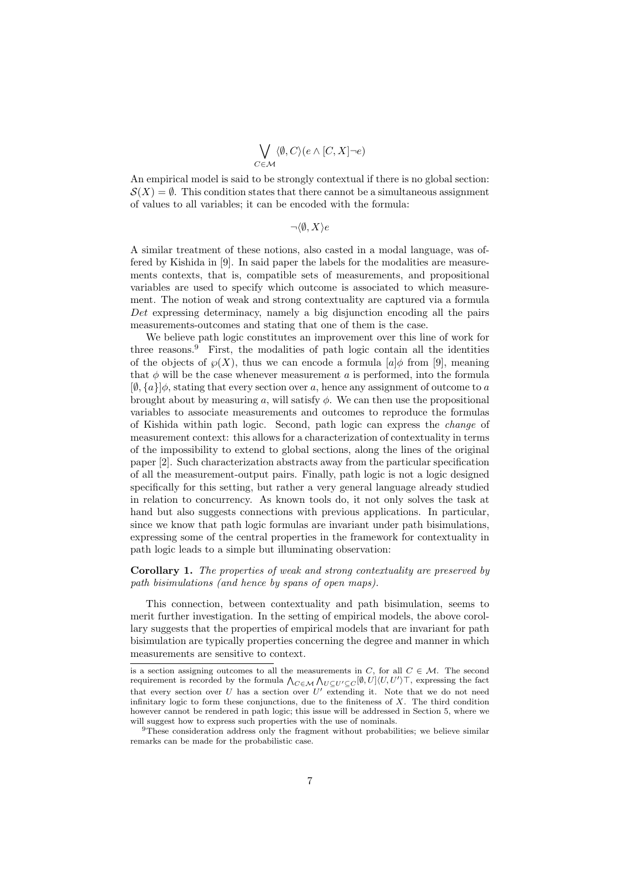$$\bigvee_{C \in \mathcal{M}} \langle \emptyset, C \rangle (e \wedge [C, X] \neg e)$$

An empirical model is said to be strongly contextual if there is no global section: $\mathcal{S}(X) = \emptyset$. This condition states that there cannot be a simultaneous assignment of values to all variables; it can be encoded with the formula:

$$\neg \langle \emptyset, X \rangle e$$

A similar treatment of these notions, also casted in a modal language, was offered by Kishida in [9]. In said paper the labels for the modalities are measurements contexts, that is, compatible sets of measurements, and propositional variables are used to specify which outcome is associated to which measurement. The notion of weak and strong contextuality are captured via a formula *Det* expressing determinacy, namely a big disjunction encoding all the pairs measurements-outcomes and stating that one of them is the case.

We believe path logic constitutes an improvement over this line of work for three reasons.[9] First, the modalities of path logic contain all the identities of the objects of $\wp(X)$, thus we can encode a formula $[a]\phi$ from [9], meaning that $\phi$ will be the case whenever measurement $a$ is performed, into the formula $[\emptyset, \{a\}]\phi$, stating that every section over $a$, hence any assignment of outcome to $a$ brought about by measuring $a$, will satisfy $\phi$. We can then use the propositional variables to associate measurements and outcomes to reproduce the formulas of Kishida within path logic. Second, path logic can express the *change* of measurement context: this allows for a characterization of contextuality in terms of the impossibility to extend to global sections, along the lines of the original paper [2]. Such characterization abstracts away from the particular specification of all the measurement-output pairs. Finally, path logic is not a logic designed specifically for this setting, but rather a very general language already studied in relation to concurrency. As known tools do, it not only solves the task at hand but also suggests connections with previous applications. In particular, since we know that path logic formulas are invariant under path bisimulations, expressing some of the central properties in the framework for contextuality in path logic leads to a simple but illuminating observation:

**Corollary 1.** *The properties of weak and strong contextuality are preserved by path bisimulations (and hence by spans of open maps).*

This connection, between contextuality and path bisimulation, seems to merit further investigation. In the setting of empirical models, the above corollary suggests that the properties of empirical models that are invariant for path bisimulation are typically properties concerning the degree and manner in which measurements are sensitive to context.

---

is a section assigning outcomes to all the measurements in $C$, for all $C \in \mathcal{M}$. The second requirement is recorded by the formula $\bigwedge_{C \in \mathcal{M}} \bigwedge_{U \subseteq U' \subseteq C} [\emptyset, U]\langle U, U' \rangle \top$, expressing the fact that every section over $U$ has a section over $U'$ extending it. Note that we do not need infinitary logic to form these conjunctions, due to the finiteness of $X$. The third condition however cannot be rendered in path logic; this issue will be addressed in Section 5, where we will suggest how to express such properties with the use of nominals.

[9] These consideration address only the fragment without probabilities; we believe similar remarks can be made for the probabilistic case.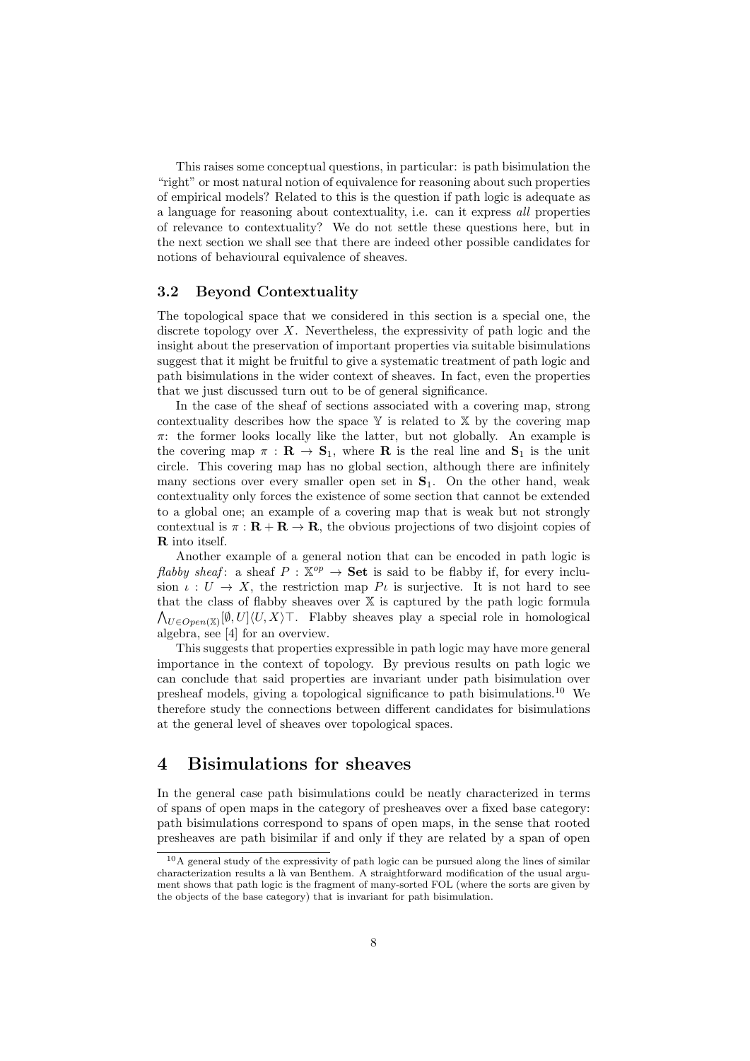This raises some conceptual questions, in particular: is path bisimulation the "right" or most natural notion of equivalence for reasoning about such properties of empirical models? Related to this is the question if path logic is adequate as a language for reasoning about contextuality, i.e. can it express *all* properties of relevance to contextuality? We do not settle these questions here, but in the next section we shall see that there are indeed other possible candidates for notions of behavioural equivalence of sheaves.

### 3.2 Beyond Contextuality

The topological space that we considered in this section is a special one, the discrete topology over $X$. Nevertheless, the expressivity of path logic and the insight about the preservation of important properties via suitable bisimulations suggest that it might be fruitful to give a systematic treatment of path logic and path bisimulations in the wider context of sheaves. In fact, even the properties that we just discussed turn out to be of general significance.

In the case of the sheaf of sections associated with a covering map, strong contextuality describes how the space $\mathbb{Y}$ is related to $\mathbb{X}$ by the covering map $\pi$: the former looks locally like the latter, but not globally. An example is the covering map $\pi : \mathbf{R} \to \mathbf{S}_1$, where $\mathbf{R}$ is the real line and $\mathbf{S}_1$ is the unit circle. This covering map has no global section, although there are infinitely many sections over every smaller open set in $\mathbf{S}_1$. On the other hand, weak contextuality only forces the existence of some section that cannot be extended to a global one; an example of a covering map that is weak but not strongly contextual is $\pi : \mathbf{R} + \mathbf{R} \to \mathbf{R}$, the obvious projections of two disjoint copies of $\mathbf{R}$ into itself.

Another example of a general notion that can be encoded in path logic is *flabby sheaf*: a sheaf $P : \mathbb{X}^{op} \to \mathbf{Set}$ is said to be flabby if, for every inclusion $\iota : U \to X$, the restriction map $P\iota$ is surjective. It is not hard to see that the class of flabby sheaves over $\mathbb{X}$ is captured by the path logic formula $\bigwedge_{U \in Open(\mathbb{X})} [\emptyset, U]\langle U, X\rangle\top$. Flabby sheaves play a special role in homological algebra, see [4] for an overview.

This suggests that properties expressible in path logic may have more general importance in the context of topology. By previous results on path logic we can conclude that said properties are invariant under path bisimulation over presheaf models, giving a topological significance to path bisimulations.[10] We therefore study the connections between different candidates for bisimulations at the general level of sheaves over topological spaces.

## 4 Bisimulations for sheaves

In the general case path bisimulations could be neatly characterized in terms of spans of open maps in the category of presheaves over a fixed base category: path bisimulations correspond to spans of open maps, in the sense that rooted presheaves are path bisimilar if and only if they are related by a span of open

[10] A general study of the expressivity of path logic can be pursued along the lines of similar characterization results a là van Benthem. A straightforward modification of the usual argument shows that path logic is the fragment of many-sorted FOL (where the sorts are given by the objects of the base category) that is invariant for path bisimulation.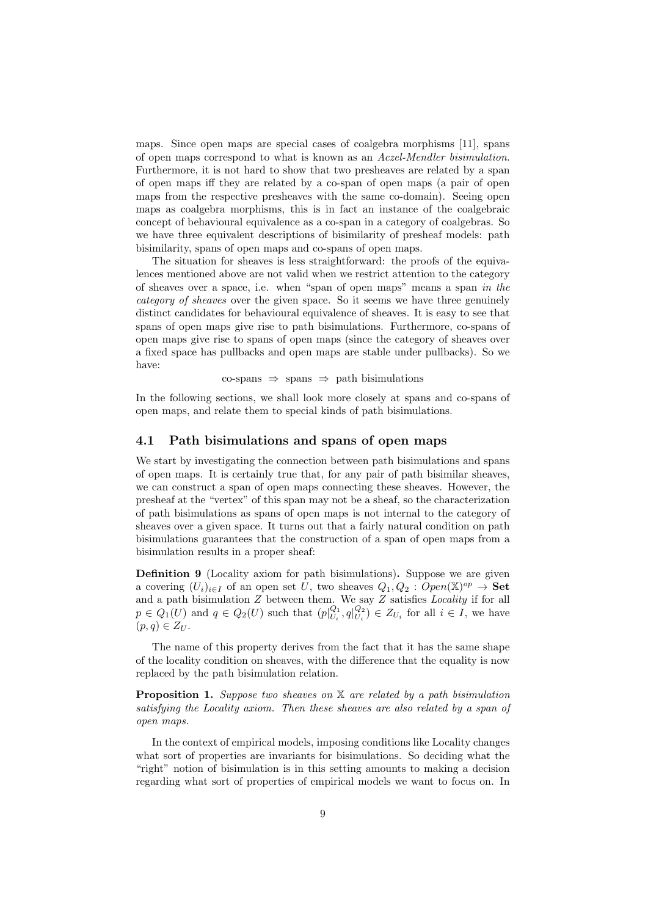maps. Since open maps are special cases of coalgebra morphisms [11], spans of open maps correspond to what is known as an *Aczel-Mendler bisimulation*. Furthermore, it is not hard to show that two presheaves are related by a span of open maps iff they are related by a co-span of open maps (a pair of open maps from the respective presheaves with the same co-domain). Seeing open maps as coalgebra morphisms, this is in fact an instance of the coalgebraic concept of behavioural equivalence as a co-span in a category of coalgebras. So we have three equivalent descriptions of bisimilarity of presheaf models: path bisimilarity, spans of open maps and co-spans of open maps.

The situation for sheaves is less straightforward: the proofs of the equivalences mentioned above are not valid when we restrict attention to the category of sheaves over a space, i.e. when "span of open maps" means a span *in the category of sheaves* over the given space. So it seems we have three genuinely distinct candidates for behavioural equivalence of sheaves. It is easy to see that spans of open maps give rise to path bisimulations. Furthermore, co-spans of open maps give rise to spans of open maps (since the category of sheaves over a fixed space has pullbacks and open maps are stable under pullbacks). So we have:

$$\text{co-spans} \;\Rightarrow\; \text{spans} \;\Rightarrow\; \text{path bisimulations}$$

In the following sections, we shall look more closely at spans and co-spans of open maps, and relate them to special kinds of path bisimulations.

## 4.1 Path bisimulations and spans of open maps

We start by investigating the connection between path bisimulations and spans of open maps. It is certainly true that, for any pair of path bisimilar sheaves, we can construct a span of open maps connecting these sheaves. However, the presheaf at the "vertex" of this span may not be a sheaf, so the characterization of path bisimulations as spans of open maps is not internal to the category of sheaves over a given space. It turns out that a fairly natural condition on path bisimulations guarantees that the construction of a span of open maps from a bisimulation results in a proper sheaf:

**Definition 9** (Locality axiom for path bisimulations)**.** Suppose we are given a covering $(U_i)_{i \in I}$ of an open set $U$, two sheaves $Q_1, Q_2 : Open(\mathbb{X})^{op} \to \mathbf{Set}$ and a path bisimulation $Z$ between them. We say $Z$ satisfies *Locality* if for all $p \in Q_1(U)$ and $q \in Q_2(U)$ such that $(p|^{Q_1}_{U_i}, q|^{Q_2}_{U_i}) \in Z_{U_i}$ for all $i \in I$, we have $(p, q) \in Z_U$.

The name of this property derives from the fact that it has the same shape of the locality condition on sheaves, with the difference that the equality is now replaced by the path bisimulation relation.

**Proposition 1.** *Suppose two sheaves on $\mathbb{X}$ are related by a path bisimulation satisfying the Locality axiom. Then these sheaves are also related by a span of open maps.*

In the context of empirical models, imposing conditions like Locality changes what sort of properties are invariants for bisimulations. So deciding what the "right" notion of bisimulation is in this setting amounts to making a decision regarding what sort of properties of empirical models we want to focus on. In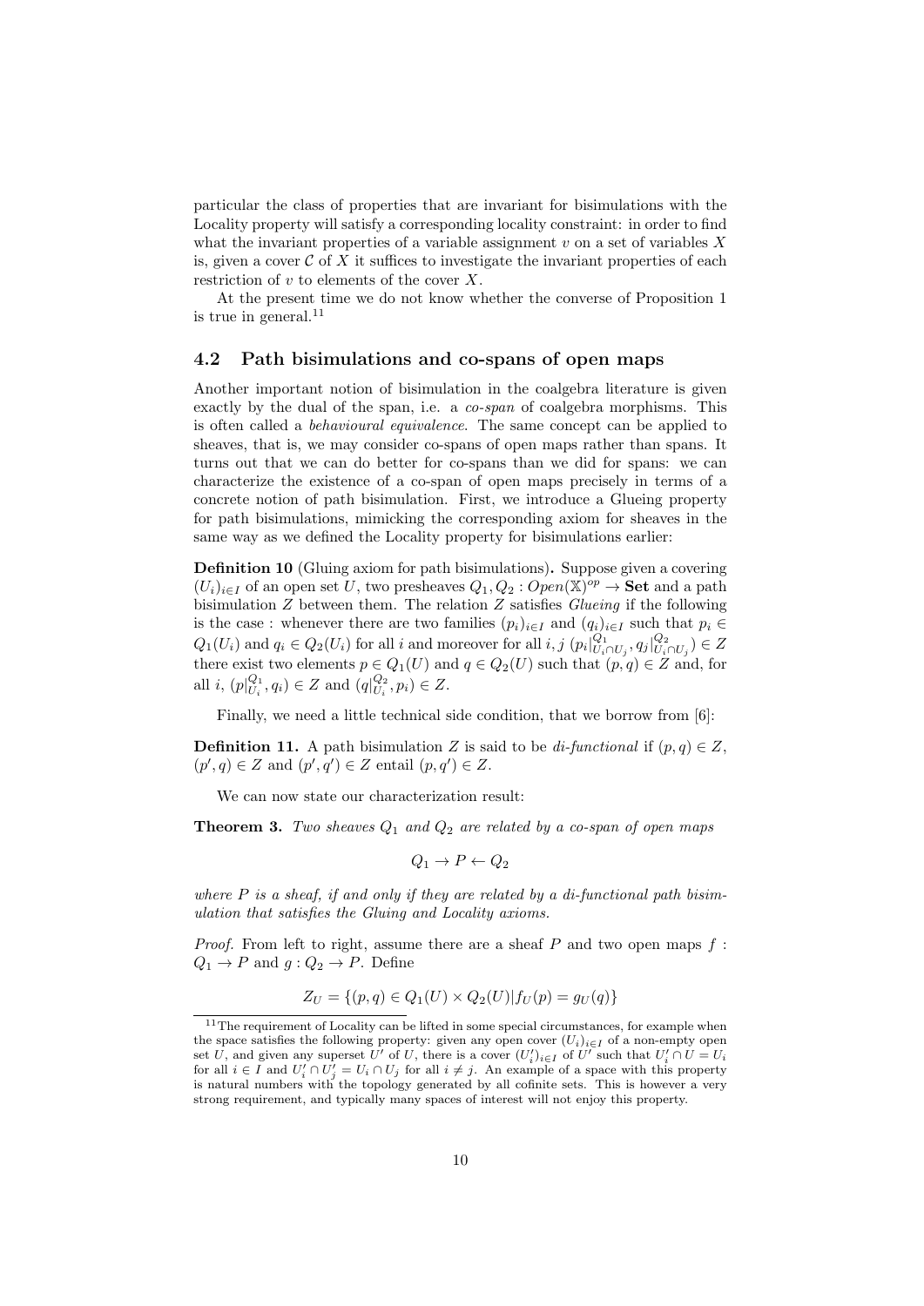particular the class of properties that are invariant for bisimulations with the Locality property will satisfy a corresponding locality constraint: in order to find what the invariant properties of a variable assignment $v$ on a set of variables $X$ is, given a cover $\mathcal{C}$ of $X$ it suffices to investigate the invariant properties of each restriction of $v$ to elements of the cover $X$.

At the present time we do not know whether the converse of Proposition 1 is true in general.[11]

### 4.2 Path bisimulations and co-spans of open maps

Another important notion of bisimulation in the coalgebra literature is given exactly by the dual of the span, i.e. a *co-span* of coalgebra morphisms. This is often called a *behavioural equivalence*. The same concept can be applied to sheaves, that is, we may consider co-spans of open maps rather than spans. It turns out that we can do better for co-spans than we did for spans: we can characterize the existence of a co-span of open maps precisely in terms of a concrete notion of path bisimulation. First, we introduce a Glueing property for path bisimulations, mimicking the corresponding axiom for sheaves in the same way as we defined the Locality property for bisimulations earlier:

**Definition 10** (Gluing axiom for path bisimulations)**.** Suppose given a covering $(U_i)_{i \in I}$ of an open set $U$, two presheaves $Q_1, Q_2 : Open(\mathbb{X})^{op} \to \mathbf{Set}$ and a path bisimulation $Z$ between them. The relation $Z$ satisfies *Glueing* if the following is the case : whenever there are two families $(p_i)_{i \in I}$ and $(q_i)_{i \in I}$ such that $p_i \in Q_1(U_i)$ and $q_i \in Q_2(U_i)$ for all $i$ and moreover for all $i, j$ $(p_i|^{Q_1}_{U_i \cap U_j}, q_j|^{Q_2}_{U_i \cap U_j}) \in Z$ there exist two elements $p \in Q_1(U)$ and $q \in Q_2(U)$ such that $(p, q) \in Z$ and, for all $i$, $(p|^{Q_1}_{U_i}, q_i) \in Z$ and $(q|^{Q_2}_{U_i}, p_i) \in Z$.

Finally, we need a little technical side condition, that we borrow from [6]:

**Definition 11.** A path bisimulation $Z$ is said to be *di-functional* if $(p, q) \in Z$, $(p', q) \in Z$ and $(p', q') \in Z$ entail $(p, q') \in Z$.

We can now state our characterization result:

**Theorem 3.** *Two sheaves $Q_1$ and $Q_2$ are related by a co-span of open maps*

$$Q_1 \to P \leftarrow Q_2$$

*where $P$ is a sheaf, if and only if they are related by a di-functional path bisimulation that satisfies the Gluing and Locality axioms.*

*Proof.* From left to right, assume there are a sheaf $P$ and two open maps $f : Q_1 \to P$ and $g : Q_2 \to P$. Define

$$Z_U = \{(p, q) \in Q_1(U) \times Q_2(U) | f_U(p) = g_U(q)\}$$

[11] The requirement of Locality can be lifted in some special circumstances, for example when the space satisfies the following property: given any open cover $(U_i)_{i \in I}$ of a non-empty open set $U$, and given any superset $U'$ of $U$, there is a cover $(U'_i)_{i \in I}$ of $U'$ such that $U'_i \cap U = U_i$ for all $i \in I$ and $U'_i \cap U'_j = U_i \cap U_j$ for all $i \neq j$. An example of a space with this property is natural numbers with the topology generated by all cofinite sets. This is however a very strong requirement, and typically many spaces of interest will not enjoy this property.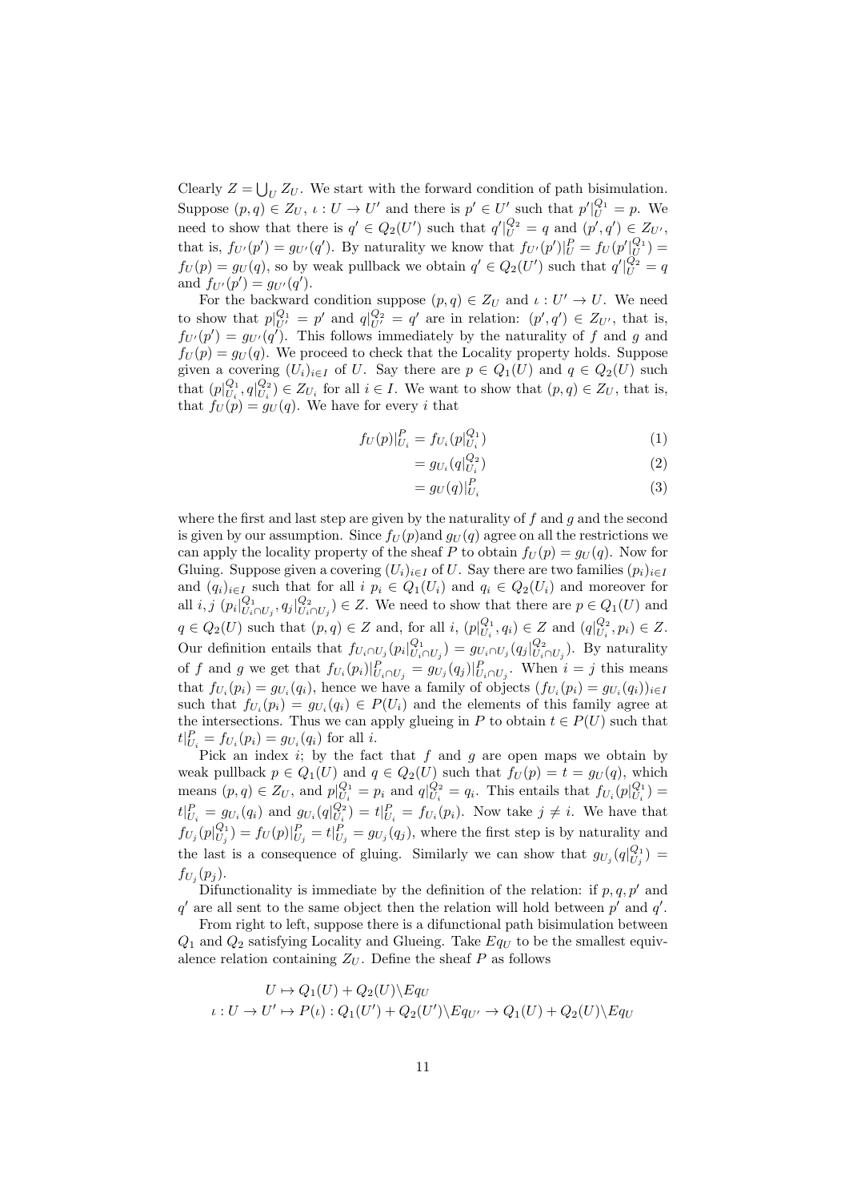Clearly $Z = \bigcup_U Z_U$. We start with the forward condition of path bisimulation. Suppose $(p, q) \in Z_U$, $\iota : U \to U'$ and there is $p' \in U'$ such that $p'|_U^{Q_1} = p$. We need to show that there is $q' \in Q_2(U')$ such that $q'|_U^{Q_2} = q$ and $(p', q') \in Z_{U'}$, that is, $f_{U'}(p') = g_{U'}(q')$. By naturality we know that $f_{U'}(p')|_U^P = f_U(p'|_U^{Q_1}) = f_U(p) = g_U(q)$, so by weak pullback we obtain $q' \in Q_2(U')$ such that $q'|_U^{Q_2} = q$ and $f_{U'}(p') = g_{U'}(q')$.

For the backward condition suppose $(p, q) \in Z_U$ and $\iota : U' \to U$. We need to show that $p|_{U'}^{Q_1} = p'$ and $q|_{U'}^{Q_2} = q'$ are in relation: $(p', q') \in Z_{U'}$, that is, $f_{U'}(p') = g_{U'}(q')$. This follows immediately by the naturality of $f$ and $g$ and $f_U(p) = g_U(q)$. We proceed to check that the Locality property holds. Suppose given a covering $(U_i)_{i \in I}$ of $U$. Say there are $p \in Q_1(U)$ and $q \in Q_2(U)$ such that $(p|_{U_i}^{Q_1}, q|_{U_i}^{Q_2}) \in Z_{U_i}$ for all $i \in I$. We want to show that $(p, q) \in Z_U$, that is, that $f_U(p) = g_U(q)$. We have for every $i$ that

$$
\begin{aligned}
f_U(p)|_{U_i}^P &= f_{U_i}(p|_{U_i}^{Q_1}) && (1)\\
&= g_{U_i}(q|_{U_i}^{Q_2}) && (2)\\
&= g_U(q)|_{U_i}^P && (3)
\end{aligned}
$$

where the first and last step are given by the naturality of $f$ and $g$ and the second is given by our assumption. Since $f_U(p)$and $g_U(q)$ agree on all the restrictions we can apply the locality property of the sheaf $P$ to obtain $f_U(p) = g_U(q)$. Now for Gluing. Suppose given a covering $(U_i)_{i \in I}$ of $U$. Say there are two families $(p_i)_{i \in I}$ and $(q_i)_{i \in I}$ such that for all $i$ $p_i \in Q_1(U_i)$ and $q_i \in Q_2(U_i)$ and moreover for all $i, j$ $(p_i|_{U_i \cap U_j}^{Q_1}, q_j|_{U_i \cap U_j}^{Q_2}) \in Z$. We need to show that there are $p \in Q_1(U)$ and $q \in Q_2(U)$ such that $(p, q) \in Z$ and, for all $i$, $(p|_{U_i}^{Q_1}, q_i) \in Z$ and $(q|_{U_i}^{Q_2}, p_i) \in Z$. Our definition entails that $f_{U_i \cap U_j}(p_i|_{U_i \cap U_j}^{Q_1}) = g_{U_i \cap U_j}(q_j|_{U_i \cap U_j}^{Q_2})$. By naturality of $f$ and $g$ we get that $f_{U_i}(p_i)|_{U_i \cap U_j}^P = g_{U_j}(q_j)|_{U_i \cap U_j}^P$. When $i = j$ this means that $f_{U_i}(p_i) = g_{U_i}(q_i)$, hence we have a family of objects $(f_{U_i}(p_i) = g_{U_i}(q_i))_{i \in I}$ such that $f_{U_i}(p_i) = g_{U_i}(q_i) \in P(U_i)$ and the elements of this family agree at the intersections. Thus we can apply glueing in $P$ to obtain $t \in P(U)$ such that $t|_{U_i}^P = f_{U_i}(p_i) = g_{U_i}(q_i)$ for all $i$.

Pick an index $i$; by the fact that $f$ and $g$ are open maps we obtain by weak pullback $p \in Q_1(U)$ and $q \in Q_2(U)$ such that $f_U(p) = t = g_U(q)$, which means $(p, q) \in Z_U$, and $p|_{U_i}^{Q_1} = p_i$ and $q|_{U_i}^{Q_2} = q_i$. This entails that $f_{U_i}(p|_{U_i}^{Q_1}) = t|_{U_i}^P = g_{U_i}(q_i)$ and $g_{U_i}(q|_{U_i}^{Q_2}) = t|_{U_i}^P = f_{U_i}(p_i)$. Now take $j \neq i$. We have that $f_{U_j}(p|_{U_j}^{Q_1}) = f_U(p)|_{U_j}^P = t|_{U_j}^P = g_{U_j}(q_j)$, where the first step is by naturality and the last is a consequence of gluing. Similarly we can show that $g_{U_j}(q|_{U_j}^{Q_1}) = f_{U_j}(p_j)$.

Difunctionality is immediate by the definition of the relation: if $p, q, p'$ and $q'$ are all sent to the same object then the relation will hold between $p'$ and $q'$.

From right to left, suppose there is a difunctional path bisimulation between $Q_1$ and $Q_2$ satisfying Locality and Glueing. Take $Eq_U$ to be the smallest equivalence relation containing $Z_U$. Define the sheaf $P$ as follows

$$
\begin{aligned}
U &\mapsto Q_1(U) + Q_2(U) \backslash Eq_U \\
\iota : U \to U' &\mapsto P(\iota) : Q_1(U') + Q_2(U') \backslash Eq_{U'} \to Q_1(U) + Q_2(U) \backslash Eq_U
\end{aligned}
$$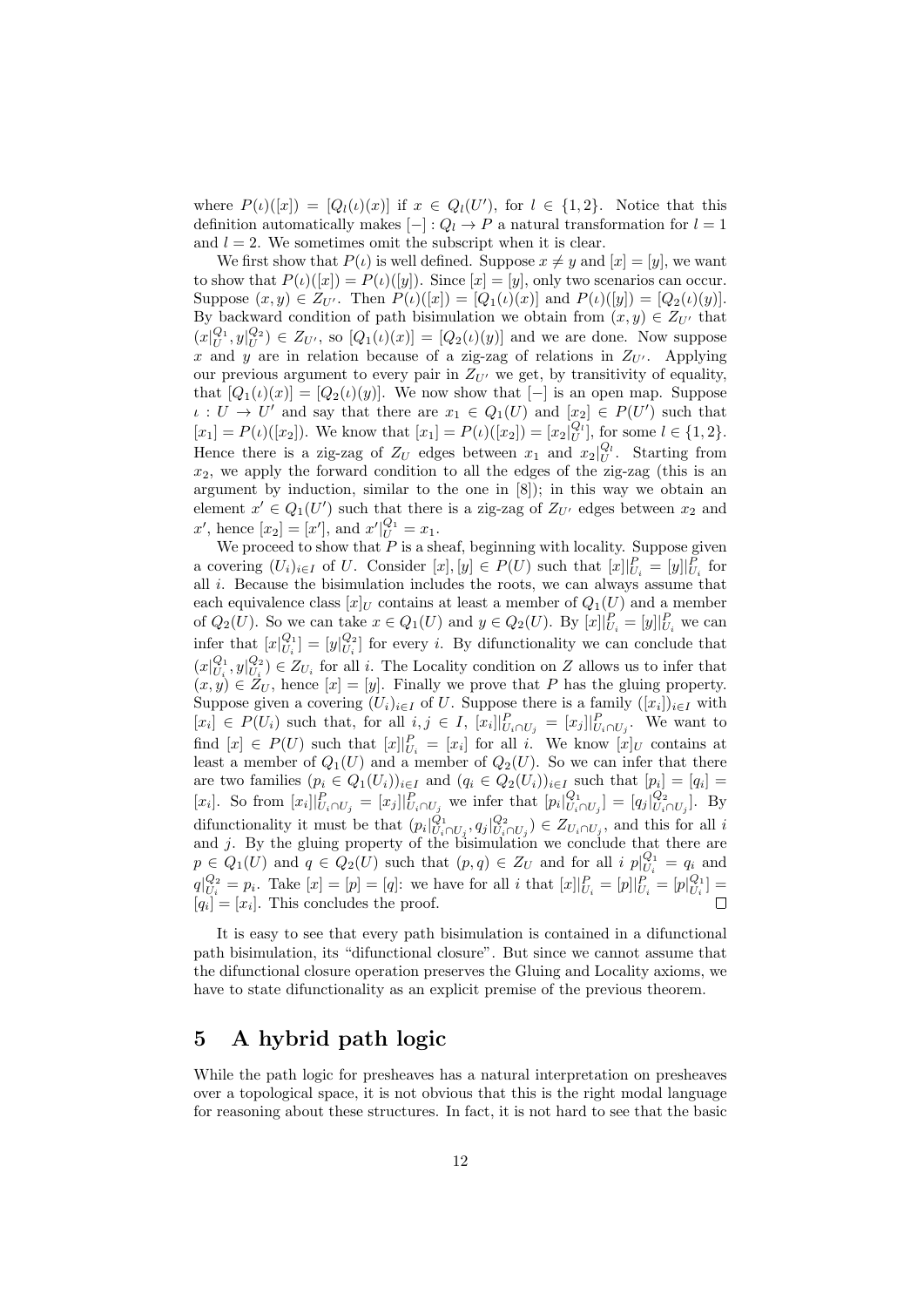where $P(\iota)([x]) = [Q_l(\iota)(x)]$ if $x \in Q_l(U')$, for $l \in \{1,2\}$. Notice that this definition automatically makes $[-] : Q_l \to P$ a natural transformation for $l = 1$ and $l = 2$. We sometimes omit the subscript when it is clear.

We first show that $P(\iota)$ is well defined. Suppose $x \neq y$ and $[x] = [y]$, we want to show that $P(\iota)([x]) = P(\iota)([y])$. Since $[x] = [y]$, only two scenarios can occur. Suppose $(x, y) \in Z_{U'}$. Then $P(\iota)([x]) = [Q_1(\iota)(x)]$ and $P(\iota)([y]) = [Q_2(\iota)(y)]$. By backward condition of path bisimulation we obtain from $(x, y) \in Z_{U'}$ that $(x|_U^{Q_1}, y|_U^{Q_2}) \in Z_{U'}$, so $[Q_1(\iota)(x)] = [Q_2(\iota)(y)]$ and we are done. Now suppose $x$ and $y$ are in relation because of a zig-zag of relations in $Z_{U'}$. Applying our previous argument to every pair in $Z_{U'}$ we get, by transitivity of equality, that $[Q_1(\iota)(x)] = [Q_2(\iota)(y)]$. We now show that $[-]$ is an open map. Suppose $\iota : U \to U'$ and say that there are $x_1 \in Q_1(U)$ and $[x_2] \in P(U')$ such that $[x_1] = P(\iota)([x_2])$. We know that $[x_1] = P(\iota)([x_2]) = [x_2|_U^{Q_l}]$, for some $l \in \{1,2\}$. Hence there is a zig-zag of $Z_U$ edges between $x_1$ and $x_2|_U^{Q_l}$. Starting from $x_2$, we apply the forward condition to all the edges of the zig-zag (this is an argument by induction, similar to the one in [8]); in this way we obtain an element $x' \in Q_1(U')$ such that there is a zig-zag of $Z_{U'}$ edges between $x_2$ and $x'$, hence $[x_2] = [x']$, and $x'|_U^{Q_1} = x_1$.

We proceed to show that $P$ is a sheaf, beginning with locality. Suppose given a covering $(U_i)_{i \in I}$ of $U$. Consider $[x], [y] \in P(U)$ such that $[x]|_{U_i}^P = [y]|_{U_i}^P$ for all $i$. Because the bisimulation includes the roots, we can always assume that each equivalence class $[x]_U$ contains at least a member of $Q_1(U)$ and a member of $Q_2(U)$. So we can take $x \in Q_1(U)$ and $y \in Q_2(U)$. By $[x]|_{U_i}^P = [y]|_{U_i}^P$ we can infer that $[x|_{U_i}^{Q_1}] = [y|_{U_i}^{Q_2}]$ for every $i$. By difunctionality we can conclude that $(x|_{U_i}^{Q_1}, y|_{U_i}^{Q_2}) \in Z_{U_i}$ for all $i$. The Locality condition on $Z$ allows us to infer that $(x, y) \in Z_U$, hence $[x] = [y]$. Finally we prove that $P$ has the gluing property. Suppose given a covering $(U_i)_{i \in I}$ of $U$. Suppose there is a family $([x_i])_{i \in I}$ with $[x_i] \in P(U_i)$ such that, for all $i, j \in I$, $[x_i]|_{U_i \cap U_j}^P = [x_j]|_{U_i \cap U_j}^P$. We want to find $[x] \in P(U)$ such that $[x]|_{U_i}^P = [x_i]$ for all $i$. We know $[x]_U$ contains at least a member of $Q_1(U)$ and a member of $Q_2(U)$. So we can infer that there are two families $(p_i \in Q_1(U_i))_{i \in I}$ and $(q_i \in Q_2(U_i))_{i \in I}$ such that $[p_i] = [q_i] = [x_i]$. So from $[x_i]|_{U_i \cap U_j}^P = [x_j]|_{U_i \cap U_j}^P$ we infer that $[p_i|_{U_i \cap U_j}^{Q_1}] = [q_j|_{U_i \cap U_j}^{Q_2}]$. By difunctionality it must be that $(p_i|_{U_i \cap U_j}^{Q_1}, q_j|_{U_i \cap U_j}^{Q_2}) \in Z_{U_i \cap U_j}$, and this for all $i$ and $j$. By the gluing property of the bisimulation we conclude that there are $p \in Q_1(U)$ and $q \in Q_2(U)$ such that $(p, q) \in Z_U$ and for all $i$ $p|_{U_i}^{Q_1} = q_i$ and $q|_{U_i}^{Q_2} = p_i$. Take $[x] = [p] = [q]$: we have for all $i$ that $[x]|_{U_i}^P = [p]|_{U_i}^P = [p|_{U_i}^{Q_1}] = [q_i] = [x_i]$. This concludes the proof. $\square$

It is easy to see that every path bisimulation is contained in a difunctional path bisimulation, its "difunctional closure". But since we cannot assume that the difunctional closure operation preserves the Gluing and Locality axioms, we have to state difunctionality as an explicit premise of the previous theorem.

## 5 A hybrid path logic

While the path logic for presheaves has a natural interpretation on presheaves over a topological space, it is not obvious that this is the right modal language for reasoning about these structures. In fact, it is not hard to see that the basic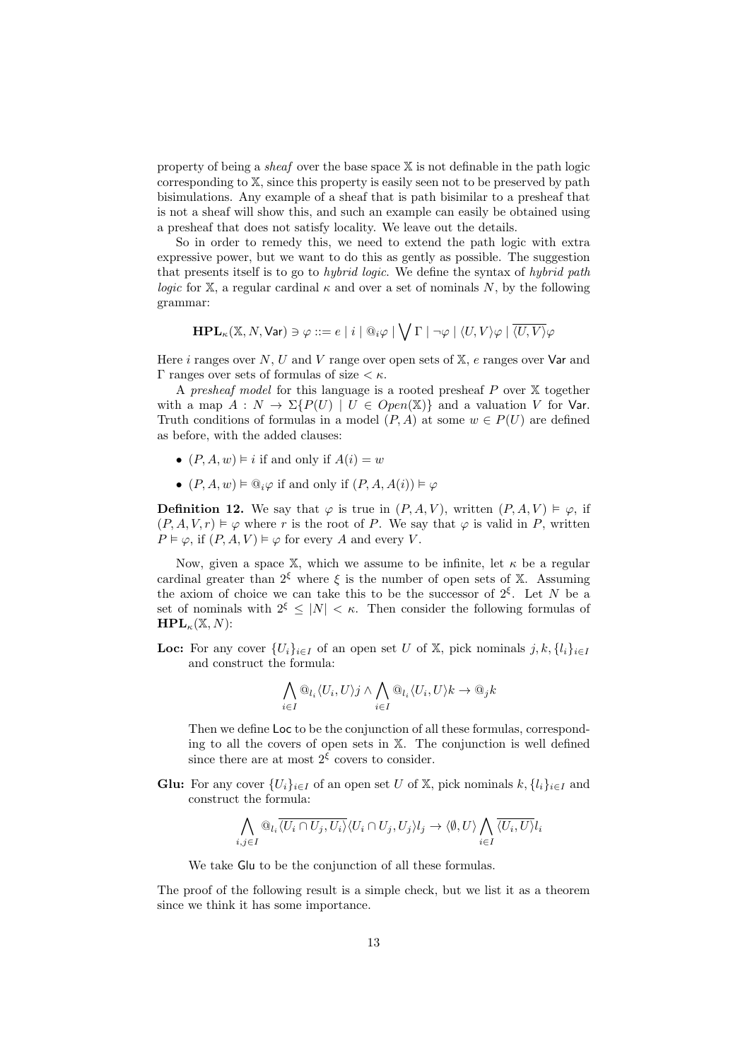property of being a *sheaf* over the base space $\mathbb{X}$ is not definable in the path logic corresponding to $\mathbb{X}$, since this property is easily seen not to be preserved by path bisimulations. Any example of a sheaf that is path bisimilar to a presheaf that is not a sheaf will show this, and such an example can easily be obtained using a presheaf that does not satisfy locality. We leave out the details.

So in order to remedy this, we need to extend the path logic with extra expressive power, but we want to do this as gently as possible. The suggestion that presents itself is to go to *hybrid logic*. We define the syntax of *hybrid path logic* for $\mathbb{X}$, a regular cardinal $\kappa$ and over a set of nominals $N$, by the following grammar:

$$\mathbf{HPL}_\kappa(\mathbb{X}, N, \mathsf{Var}) \ni \varphi ::= e \mid i \mid @_i\varphi \mid \bigvee \Gamma \mid \neg\varphi \mid \langle U, V\rangle\varphi \mid \overline{\langle U, V\rangle}\varphi$$

Here $i$ ranges over $N$, $U$ and $V$ range over open sets of $\mathbb{X}$, $e$ ranges over $\mathsf{Var}$ and $\Gamma$ ranges over sets of formulas of size $< \kappa$.

A *presheaf model* for this language is a rooted presheaf $P$ over $\mathbb{X}$ together with a map $A : N \to \Sigma\{P(U) \mid U \in Open(\mathbb{X})\}$ and a valuation $V$ for $\mathsf{Var}$. Truth conditions of formulas in a model $(P, A)$ at some $w \in P(U)$ are defined as before, with the added clauses:

- $(P, A, w) \vDash i$ if and only if $A(i) = w$
- $(P, A, w) \vDash @_i\varphi$ if and only if $(P, A, A(i)) \vDash \varphi$

**Definition 12.** We say that $\varphi$ is true in $(P, A, V)$, written $(P, A, V) \vDash \varphi$, if $(P, A, V, r) \vDash \varphi$ where $r$ is the root of $P$. We say that $\varphi$ is valid in $P$, written $P \vDash \varphi$, if $(P, A, V) \vDash \varphi$ for every $A$ and every $V$.

Now, given a space $\mathbb{X}$, which we assume to be infinite, let $\kappa$ be a regular cardinal greater than $2^\xi$ where $\xi$ is the number of open sets of $\mathbb{X}$. Assuming the axiom of choice we can take this to be the successor of $2^\xi$. Let $N$ be a set of nominals with $2^\xi \leq |N| < \kappa$. Then consider the following formulas of $\mathbf{HPL}_\kappa(\mathbb{X}, N)$:

**Loc:** For any cover $\{U_i\}_{i\in I}$ of an open set $U$ of $\mathbb{X}$, pick nominals $j, k, \{l_i\}_{i\in I}$ and construct the formula:

$$\bigwedge_{i\in I} @_{l_i}\langle U_i, U\rangle j \wedge \bigwedge_{i\in I} @_{l_i}\langle U_i, U\rangle k \to @_j k$$

Then we define $\mathsf{Loc}$ to be the conjunction of all these formulas, corresponding to all the covers of open sets in $\mathbb{X}$. The conjunction is well defined since there are at most $2^\xi$ covers to consider.

**Glu:** For any cover $\{U_i\}_{i\in I}$ of an open set $U$ of $\mathbb{X}$, pick nominals $k, \{l_i\}_{i\in I}$ and construct the formula:

$$\bigwedge_{i,j\in I} @_{l_i}\overline{\langle U_i \cap U_j, U_i\rangle}\langle U_i \cap U_j, U_j\rangle l_j \to \langle \emptyset, U\rangle \bigwedge_{i\in I} \overline{\langle U_i, U\rangle} l_i$$

We take $\mathsf{Glu}$ to be the conjunction of all these formulas.

The proof of the following result is a simple check, but we list it as a theorem since we think it has some importance.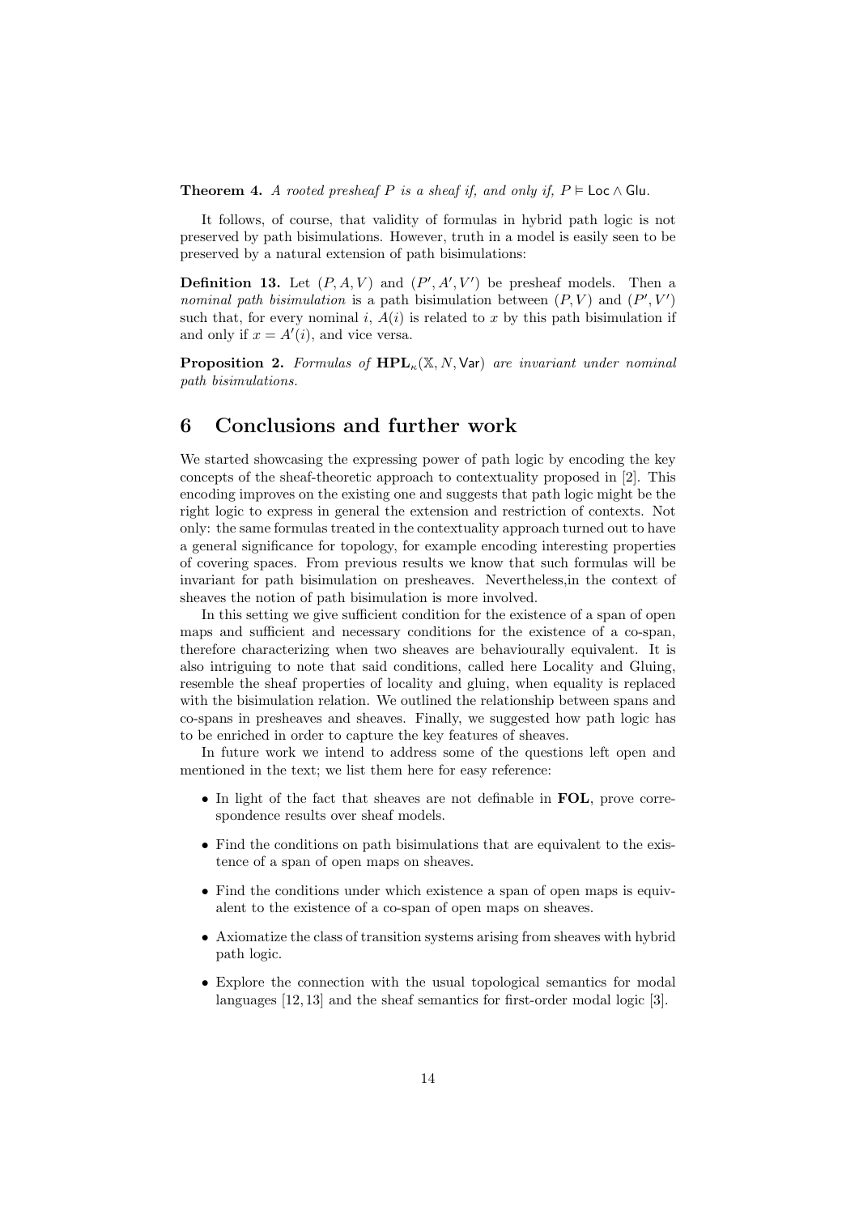**Theorem 4.** *A rooted presheaf $P$ is a sheaf if, and only if, $P \vDash \mathsf{Loc} \wedge \mathsf{Glu}$.*

It follows, of course, that validity of formulas in hybrid path logic is not preserved by path bisimulations. However, truth in a model is easily seen to be preserved by a natural extension of path bisimulations:

**Definition 13.** Let $(P, A, V)$ and $(P', A', V')$ be presheaf models. Then a *nominal path bisimulation* is a path bisimulation between $(P, V)$ and $(P', V')$ such that, for every nominal $i$, $A(i)$ is related to $x$ by this path bisimulation if and only if $x = A'(i)$, and vice versa.

**Proposition 2.** *Formulas of $\mathbf{HPL}_\kappa(\mathbb{X}, N, \mathsf{Var})$ are invariant under nominal path bisimulations.*

# 6 Conclusions and further work

We started showcasing the expressing power of path logic by encoding the key concepts of the sheaf-theoretic approach to contextuality proposed in [2]. This encoding improves on the existing one and suggests that path logic might be the right logic to express in general the extension and restriction of contexts. Not only: the same formulas treated in the contextuality approach turned out to have a general significance for topology, for example encoding interesting properties of covering spaces. From previous results we know that such formulas will be invariant for path bisimulation on presheaves. Nevertheless,in the context of sheaves the notion of path bisimulation is more involved.

In this setting we give sufficient condition for the existence of a span of open maps and sufficient and necessary conditions for the existence of a co-span, therefore characterizing when two sheaves are behaviourally equivalent. It is also intriguing to note that said conditions, called here Locality and Gluing, resemble the sheaf properties of locality and gluing, when equality is replaced with the bisimulation relation. We outlined the relationship between spans and co-spans in presheaves and sheaves. Finally, we suggested how path logic has to be enriched in order to capture the key features of sheaves.

In future work we intend to address some of the questions left open and mentioned in the text; we list them here for easy reference:

- In light of the fact that sheaves are not definable in **FOL**, prove correspondence results over sheaf models.
- Find the conditions on path bisimulations that are equivalent to the existence of a span of open maps on sheaves.
- Find the conditions under which existence a span of open maps is equivalent to the existence of a co-span of open maps on sheaves.
- Axiomatize the class of transition systems arising from sheaves with hybrid path logic.
- Explore the connection with the usual topological semantics for modal languages [12, 13] and the sheaf semantics for first-order modal logic [3].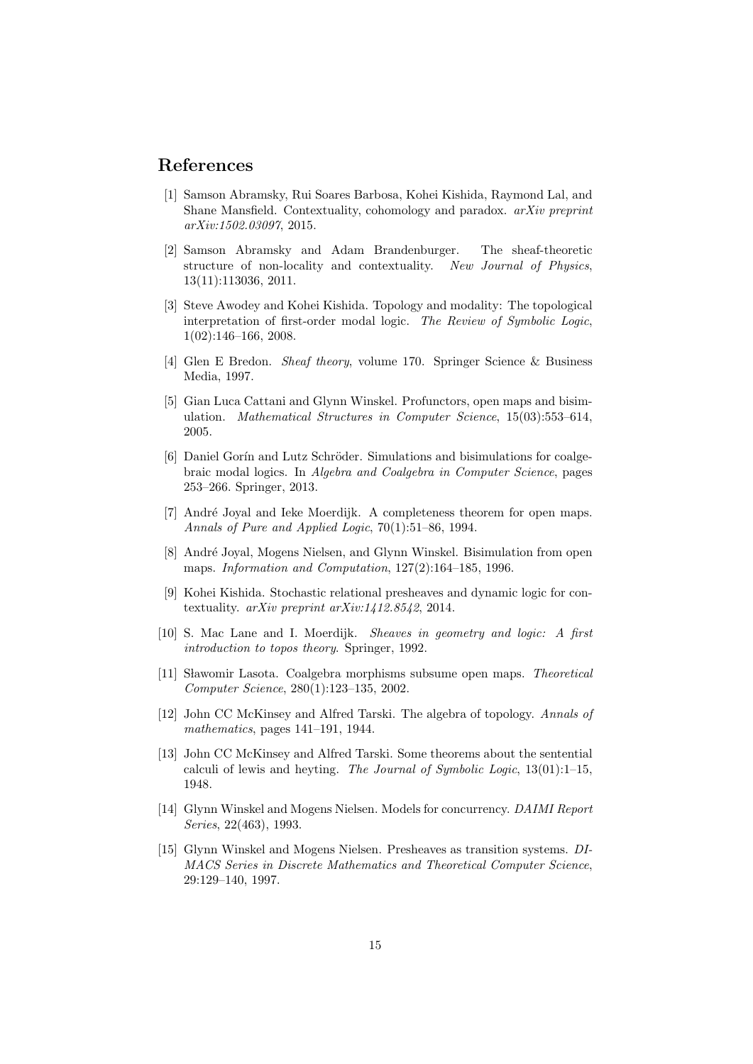## References

[1] Samson Abramsky, Rui Soares Barbosa, Kohei Kishida, Raymond Lal, and Shane Mansfield. Contextuality, cohomology and paradox. *arXiv preprint arXiv:1502.03097*, 2015.

[2] Samson Abramsky and Adam Brandenburger. The sheaf-theoretic structure of non-locality and contextuality. *New Journal of Physics*, 13(11):113036, 2011.

[3] Steve Awodey and Kohei Kishida. Topology and modality: The topological interpretation of first-order modal logic. *The Review of Symbolic Logic*, 1(02):146–166, 2008.

[4] Glen E Bredon. *Sheaf theory*, volume 170. Springer Science & Business Media, 1997.

[5] Gian Luca Cattani and Glynn Winskel. Profunctors, open maps and bisimulation. *Mathematical Structures in Computer Science*, 15(03):553–614, 2005.

[6] Daniel Gorín and Lutz Schröder. Simulations and bisimulations for coalgebraic modal logics. In *Algebra and Coalgebra in Computer Science*, pages 253–266. Springer, 2013.

[7] André Joyal and Ieke Moerdijk. A completeness theorem for open maps. *Annals of Pure and Applied Logic*, 70(1):51–86, 1994.

[8] André Joyal, Mogens Nielsen, and Glynn Winskel. Bisimulation from open maps. *Information and Computation*, 127(2):164–185, 1996.

[9] Kohei Kishida. Stochastic relational presheaves and dynamic logic for contextuality. *arXiv preprint arXiv:1412.8542*, 2014.

[10] S. Mac Lane and I. Moerdijk. *Sheaves in geometry and logic: A first introduction to topos theory*. Springer, 1992.

[11] Sławomir Lasota. Coalgebra morphisms subsume open maps. *Theoretical Computer Science*, 280(1):123–135, 2002.

[12] John CC McKinsey and Alfred Tarski. The algebra of topology. *Annals of mathematics*, pages 141–191, 1944.

[13] John CC McKinsey and Alfred Tarski. Some theorems about the sentential calculi of lewis and heyting. *The Journal of Symbolic Logic*, 13(01):1–15, 1948.

[14] Glynn Winskel and Mogens Nielsen. Models for concurrency. *DAIMI Report Series*, 22(463), 1993.

[15] Glynn Winskel and Mogens Nielsen. Presheaves as transition systems. *DIMACS Series in Discrete Mathematics and Theoretical Computer Science*, 29:129–140, 1997.